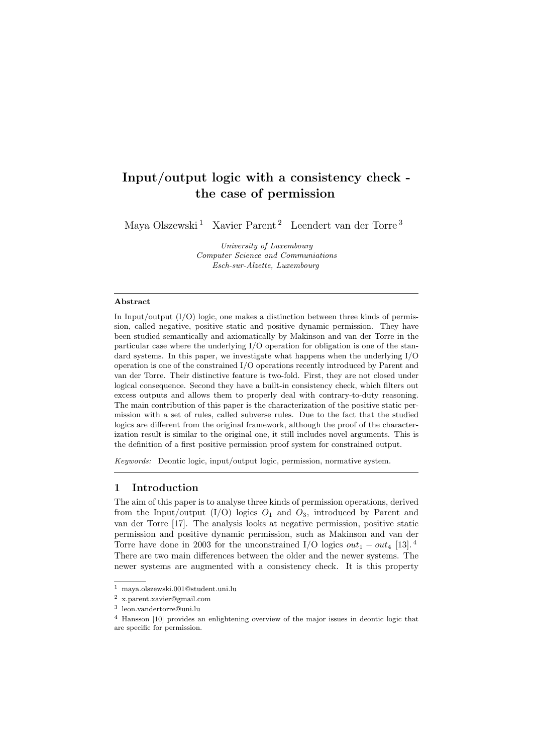# Input/output logic with a consistency check - the case of permission

Maya Olszewski [1] Xavier Parent [2] Leendert van der Torre [3]

*University of Luxembourg*
*Computer Science and Communiations*
*Esch-sur-Alzette, Luxembourg*

---

**Abstract**

In Input/output (I/O) logic, one makes a distinction between three kinds of permission, called negative, positive static and positive dynamic permission. They have been studied semantically and axiomatically by Makinson and van der Torre in the particular case where the underlying I/O operation for obligation is one of the standard systems. In this paper, we investigate what happens when the underlying I/O operation is one of the constrained I/O operations recently introduced by Parent and van der Torre. Their distinctive feature is two-fold. First, they are not closed under logical consequence. Second they have a built-in consistency check, which filters out excess outputs and allows them to properly deal with contrary-to-duty reasoning. The main contribution of this paper is the characterization of the positive static permission with a set of rules, called subverse rules. Due to the fact that the studied logics are different from the original framework, although the proof of the characterization result is similar to the original one, it still includes novel arguments. This is the definition of a first positive permission proof system for constrained output.

*Keywords:* Deontic logic, input/output logic, permission, normative system.

---

## 1 Introduction

The aim of this paper is to analyse three kinds of permission operations, derived from the Input/output (I/O) logics $O_1$ and $O_3$, introduced by Parent and van der Torre [17]. The analysis looks at negative permission, positive static permission and positive dynamic permission, such as Makinson and van der Torre have done in 2003 for the unconstrained I/O logics $out_1 - out_4$ [13]. [4] There are two main differences between the older and the newer systems. The newer systems are augmented with a consistency check. It is this property

---

[1] maya.olszewski.001@student.uni.lu

[2] x.parent.xavier@gmail.com

[3] leon.vandertorre@uni.lu

[4] Hansson [10] provides an enlightening overview of the major issues in deontic logic that are specific for permission.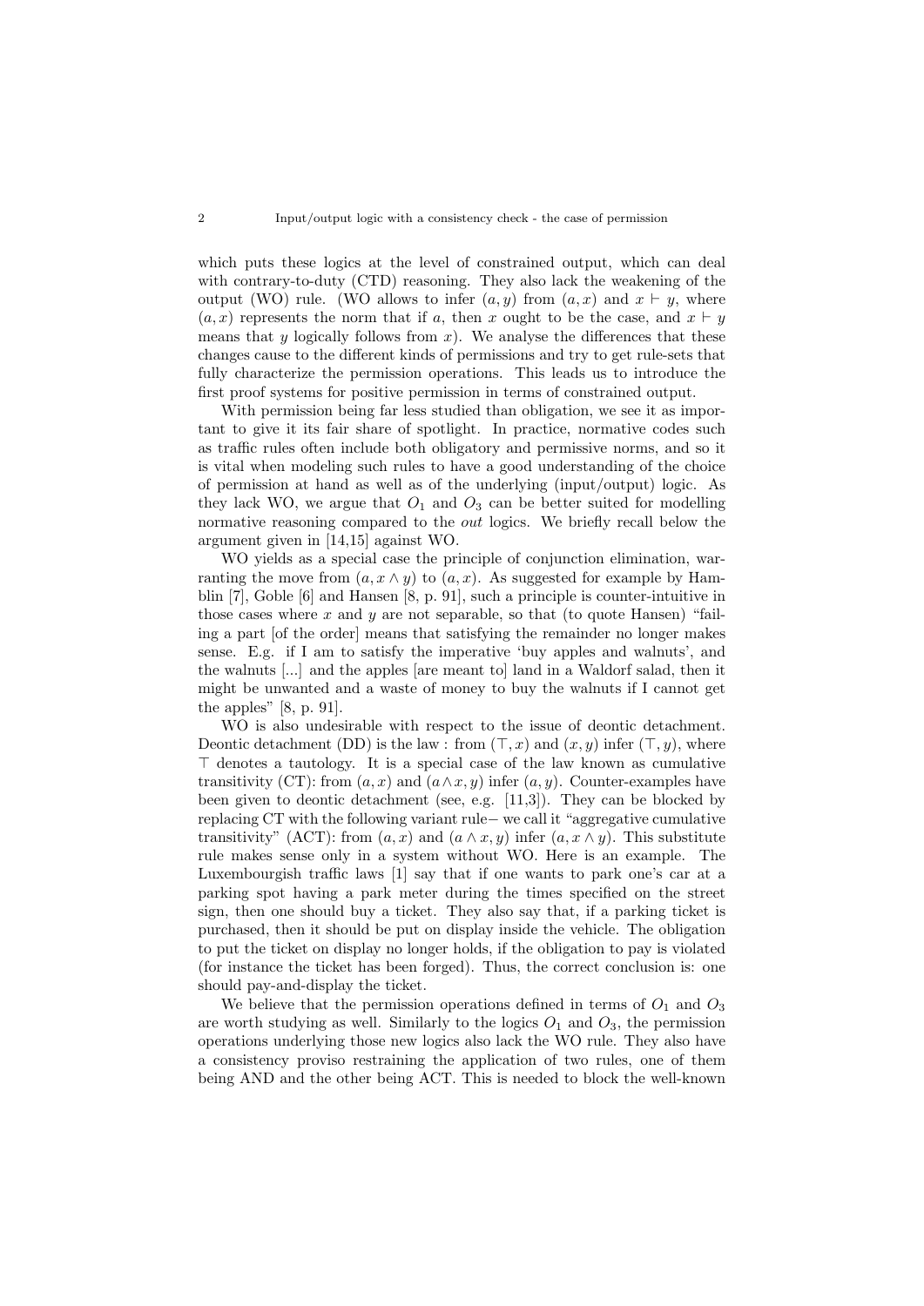which puts these logics at the level of constrained output, which can deal with contrary-to-duty (CTD) reasoning. They also lack the weakening of the output (WO) rule. (WO allows to infer $(a, y)$ from $(a, x)$ and $x \vdash y$, where $(a, x)$ represents the norm that if $a$, then $x$ ought to be the case, and $x \vdash y$ means that $y$ logically follows from $x$). We analyse the differences that these changes cause to the different kinds of permissions and try to get rule-sets that fully characterize the permission operations. This leads us to introduce the first proof systems for positive permission in terms of constrained output.

With permission being far less studied than obligation, we see it as important to give it its fair share of spotlight. In practice, normative codes such as traffic rules often include both obligatory and permissive norms, and so it is vital when modeling such rules to have a good understanding of the choice of permission at hand as well as of the underlying (input/output) logic. As they lack WO, we argue that $O_1$ and $O_3$ can be better suited for modelling normative reasoning compared to the *out* logics. We briefly recall below the argument given in [14,15] against WO.

WO yields as a special case the principle of conjunction elimination, warranting the move from $(a, x \wedge y)$ to $(a, x)$. As suggested for example by Hamblin [7], Goble [6] and Hansen [8, p. 91], such a principle is counter-intuitive in those cases where $x$ and $y$ are not separable, so that (to quote Hansen) "failing a part [of the order] means that satisfying the remainder no longer makes sense. E.g. if I am to satisfy the imperative 'buy apples and walnuts', and the walnuts [...] and the apples [are meant to] land in a Waldorf salad, then it might be unwanted and a waste of money to buy the walnuts if I cannot get the apples" [8, p. 91].

WO is also undesirable with respect to the issue of deontic detachment. Deontic detachment (DD) is the law : from $(\top, x)$ and $(x, y)$ infer $(\top, y)$, where $\top$ denotes a tautology. It is a special case of the law known as cumulative transitivity (CT): from $(a, x)$ and $(a \wedge x, y)$ infer $(a, y)$. Counter-examples have been given to deontic detachment (see, e.g. [11,3]). They can be blocked by replacing CT with the following variant rule− we call it "aggregative cumulative transitivity" (ACT): from $(a, x)$ and $(a \wedge x, y)$ infer $(a, x \wedge y)$. This substitute rule makes sense only in a system without WO. Here is an example. The Luxembourgish traffic laws [1] say that if one wants to park one's car at a parking spot having a park meter during the times specified on the street sign, then one should buy a ticket. They also say that, if a parking ticket is purchased, then it should be put on display inside the vehicle. The obligation to put the ticket on display no longer holds, if the obligation to pay is violated (for instance the ticket has been forged). Thus, the correct conclusion is: one should pay-and-display the ticket.

We believe that the permission operations defined in terms of $O_1$ and $O_3$ are worth studying as well. Similarly to the logics $O_1$ and $O_3$, the permission operations underlying those new logics also lack the WO rule. They also have a consistency proviso restraining the application of two rules, one of them being AND and the other being ACT. This is needed to block the well-known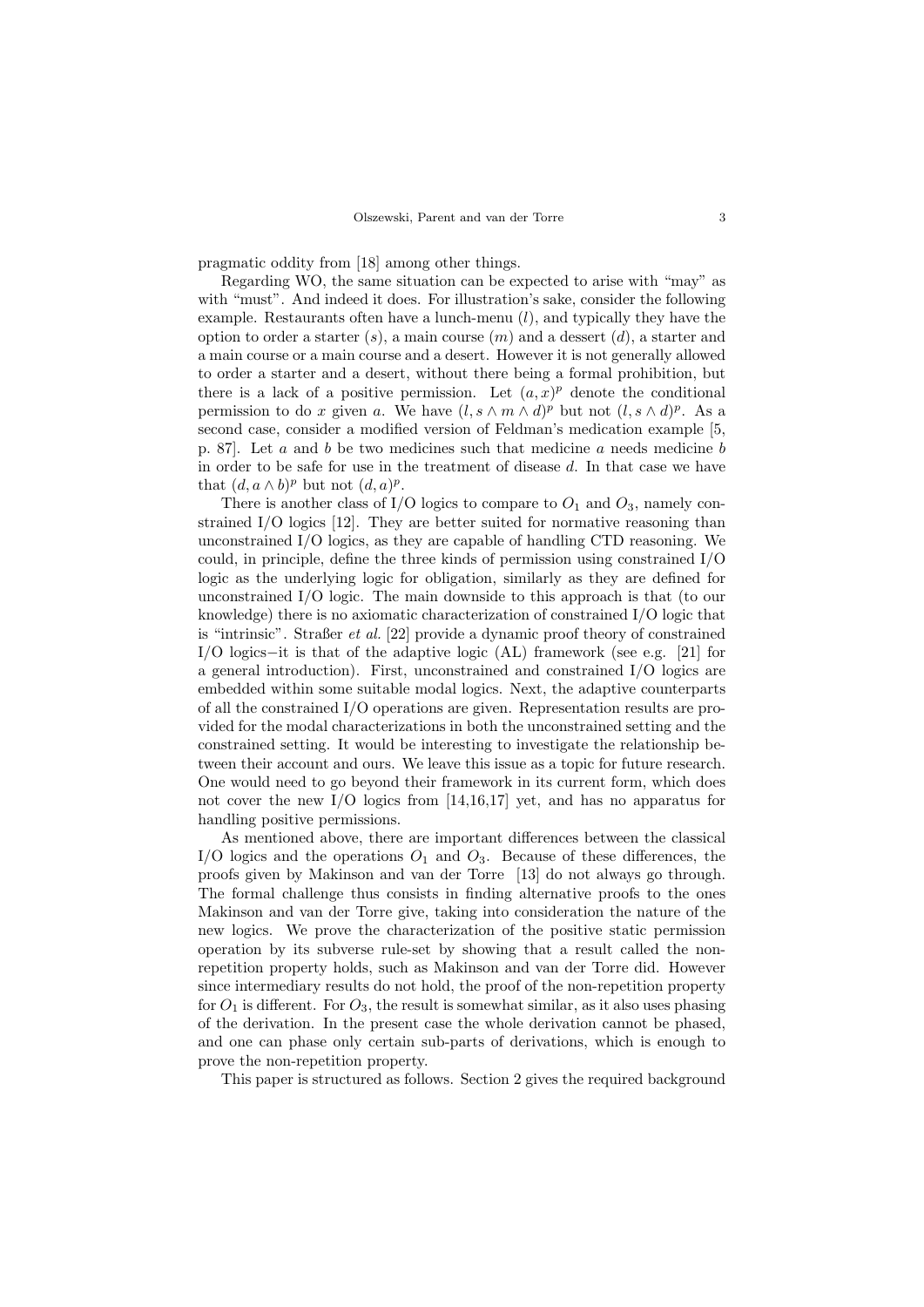pragmatic oddity from [18] among other things.

Regarding WO, the same situation can be expected to arise with "may" as with "must". And indeed it does. For illustration's sake, consider the following example. Restaurants often have a lunch-menu ($l$), and typically they have the option to order a starter ($s$), a main course ($m$) and a dessert ($d$), a starter and a main course or a main course and a desert. However it is not generally allowed to order a starter and a desert, without there being a formal prohibition, but there is a lack of a positive permission. Let $(a, x)^p$ denote the conditional permission to do $x$ given $a$. We have $(l, s \wedge m \wedge d)^p$ but not $(l, s \wedge d)^p$. As a second case, consider a modified version of Feldman's medication example [5, p. 87]. Let $a$ and $b$ be two medicines such that medicine $a$ needs medicine $b$ in order to be safe for use in the treatment of disease $d$. In that case we have that $(d, a \wedge b)^p$ but not $(d, a)^p$.

There is another class of I/O logics to compare to $O_1$ and $O_3$, namely constrained I/O logics [12]. They are better suited for normative reasoning than unconstrained I/O logics, as they are capable of handling CTD reasoning. We could, in principle, define the three kinds of permission using constrained I/O logic as the underlying logic for obligation, similarly as they are defined for unconstrained I/O logic. The main downside to this approach is that (to our knowledge) there is no axiomatic characterization of constrained I/O logic that is "intrinsic". Straßer *et al.* [22] provide a dynamic proof theory of constrained I/O logics−it is that of the adaptive logic (AL) framework (see e.g. [21] for a general introduction). First, unconstrained and constrained I/O logics are embedded within some suitable modal logics. Next, the adaptive counterparts of all the constrained I/O operations are given. Representation results are provided for the modal characterizations in both the unconstrained setting and the constrained setting. It would be interesting to investigate the relationship between their account and ours. We leave this issue as a topic for future research. One would need to go beyond their framework in its current form, which does not cover the new I/O logics from [14,16,17] yet, and has no apparatus for handling positive permissions.

As mentioned above, there are important differences between the classical I/O logics and the operations $O_1$ and $O_3$. Because of these differences, the proofs given by Makinson and van der Torre [13] do not always go through. The formal challenge thus consists in finding alternative proofs to the ones Makinson and van der Torre give, taking into consideration the nature of the new logics. We prove the characterization of the positive static permission operation by its subverse rule-set by showing that a result called the non-repetition property holds, such as Makinson and van der Torre did. However since intermediary results do not hold, the proof of the non-repetition property for $O_1$ is different. For $O_3$, the result is somewhat similar, as it also uses phasing of the derivation. In the present case the whole derivation cannot be phased, and one can phase only certain sub-parts of derivations, which is enough to prove the non-repetition property.

This paper is structured as follows. Section 2 gives the required background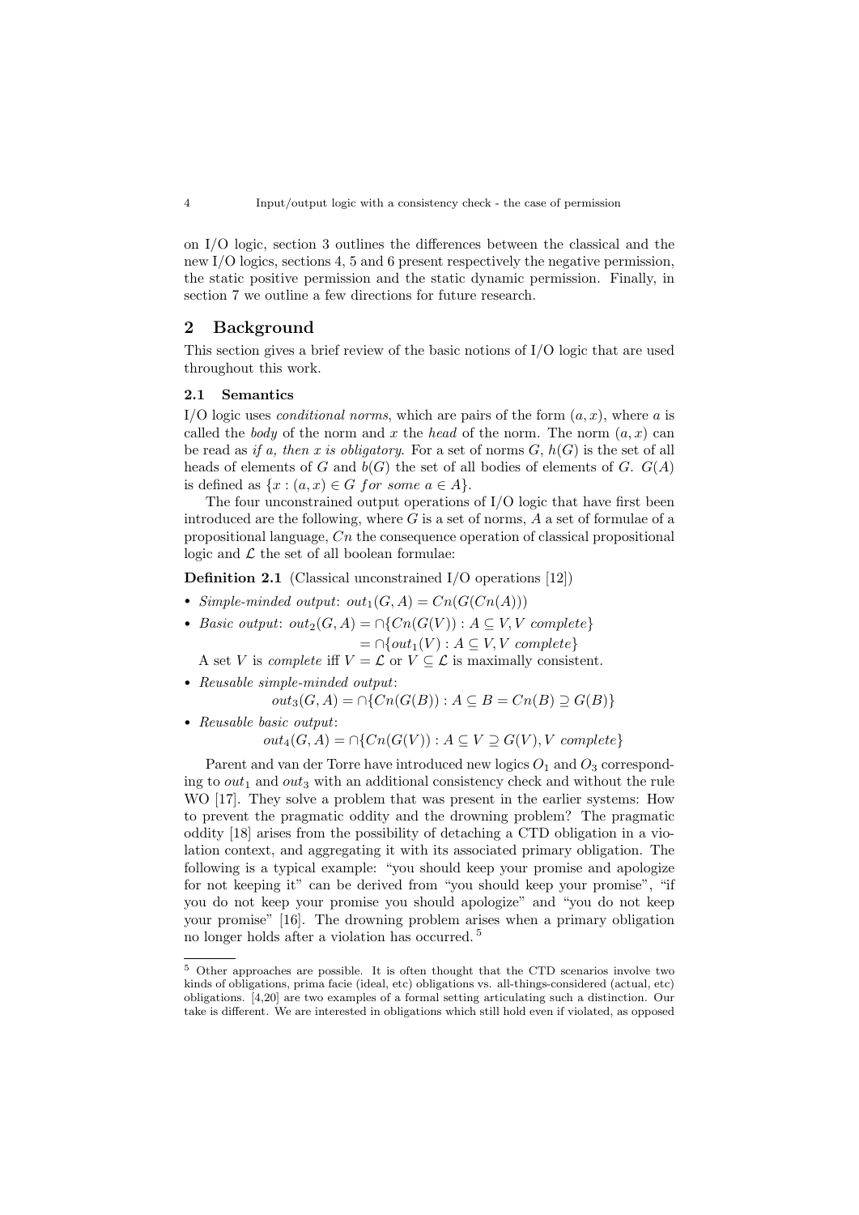on I/O logic, section 3 outlines the differences between the classical and the new I/O logics, sections 4, 5 and 6 present respectively the negative permission, the static positive permission and the static dynamic permission. Finally, in section 7 we outline a few directions for future research.

## 2 Background

This section gives a brief review of the basic notions of I/O logic that are used throughout this work.

### 2.1 Semantics

I/O logic uses *conditional norms*, which are pairs of the form $(a, x)$, where $a$ is called the *body* of the norm and $x$ the *head* of the norm. The norm $(a, x)$ can be read as *if a, then x is obligatory*. For a set of norms $G$, $h(G)$ is the set of all heads of elements of $G$ and $b(G)$ the set of all bodies of elements of $G$. $G(A)$ is defined as $\{x : (a, x) \in G \; for \; some \; a \in A\}$.

The four unconstrained output operations of I/O logic that have first been introduced are the following, where $G$ is a set of norms, $A$ a set of formulae of a propositional language, $Cn$ the consequence operation of classical propositional logic and $\mathcal{L}$ the set of all boolean formulae:

**Definition 2.1** (Classical unconstrained I/O operations [12])

- *Simple-minded output*: $out_1(G, A) = Cn(G(Cn(A)))$
- *Basic output*: $out_2(G, A) = \cap\{Cn(G(V)) : A \subseteq V, V \; complete\}$
  $= \cap\{out_1(V) : A \subseteq V, V \; complete\}$
  A set $V$ is *complete* iff $V = \mathcal{L}$ or $V \subseteq \mathcal{L}$ is maximally consistent.
- *Reusable simple-minded output*:
  $out_3(G, A) = \cap\{Cn(G(B)) : A \subseteq B = Cn(B) \supseteq G(B)\}$
- *Reusable basic output*:
  $out_4(G, A) = \cap\{Cn(G(V)) : A \subseteq V \supseteq G(V), V \; complete\}$

Parent and van der Torre have introduced new logics $O_1$ and $O_3$ corresponding to $out_1$ and $out_3$ with an additional consistency check and without the rule WO [17]. They solve a problem that was present in the earlier systems: How to prevent the pragmatic oddity and the drowning problem? The pragmatic oddity [18] arises from the possibility of detaching a CTD obligation in a violation context, and aggregating it with its associated primary obligation. The following is a typical example: "you should keep your promise and apologize for not keeping it" can be derived from "you should keep your promise", "if you do not keep your promise you should apologize" and "you do not keep your promise" [16]. The drowning problem arises when a primary obligation no longer holds after a violation has occurred. [5]

[5] Other approaches are possible. It is often thought that the CTD scenarios involve two kinds of obligations, prima facie (ideal, etc) obligations vs. all-things-considered (actual, etc) obligations. [4,20] are two examples of a formal setting articulating such a distinction. Our take is different. We are interested in obligations which still hold even if violated, as opposed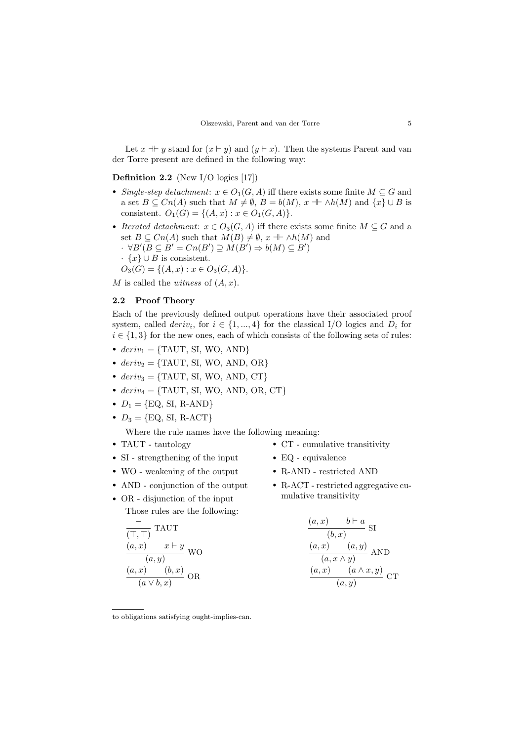Let $x \dashv\vdash y$ stand for $(x \vdash y)$ and $(y \vdash x)$. Then the systems Parent and van der Torre present are defined in the following way:

**Definition 2.2** (New I/O logics [17])

- *Single-step detachment*: $x \in O_1(G, A)$ iff there exists some finite $M \subseteq G$ and a set $B \subseteq Cn(A)$ such that $M \neq \emptyset$, $B = b(M)$, $x \dashv\vdash \wedge h(M)$ and $\{x\} \cup B$ is consistent. $O_1(G) = \{(A, x) : x \in O_1(G, A)\}$.
- *Iterated detachment*: $x \in O_3(G, A)$ iff there exists some finite $M \subseteq G$ and a set $B \subseteq Cn(A)$ such that $M(B) \neq \emptyset$, $x \dashv\vdash \wedge h(M)$ and
  · $\forall B'(B \subseteq B' = Cn(B') \supseteq M(B') \Rightarrow b(M) \subseteq B')$
  · $\{x\} \cup B$ is consistent.
  $O_3(G) = \{(A, x) : x \in O_3(G, A)\}$.

$M$ is called the *witness* of $(A, x)$.

### 2.2 Proof Theory

Each of the previously defined output operations have their associated proof system, called $deriv_i$, for $i \in \{1, ..., 4\}$ for the classical I/O logics and $D_i$ for $i \in \{1, 3\}$ for the new ones, each of which consists of the following sets of rules:

- $deriv_1 = \{$TAUT, SI, WO, AND$\}$
- $deriv_2 = \{$TAUT, SI, WO, AND, OR$\}$
- $deriv_3 = \{$TAUT, SI, WO, AND, CT$\}$
- $deriv_4 = \{$TAUT, SI, WO, AND, OR, CT$\}$
- $D_1 = \{$EQ, SI, R-AND$\}$
- $D_3 = \{$EQ, SI, R-ACT$\}$

Where the rule names have the following meaning:

- TAUT - tautology
- SI - strengthening of the input
- WO - weakening of the output
- AND - conjunction of the output
- OR - disjunction of the input
- CT - cumulative transitivity
- EQ - equivalence
- R-AND - restricted AND
- R-ACT - restricted aggregative cumulative transitivity

Those rules are the following:

$$\frac{-}{(\top, \top)} \text{ TAUT} \qquad \frac{(a, x) \quad b \vdash a}{(b, x)} \text{ SI}$$

$$\frac{(a, x) \quad x \vdash y}{(a, y)} \text{ WO} \qquad \frac{(a, x) \quad (a, y)}{(a, x \wedge y)} \text{ AND}$$

$$\frac{(a, x) \quad (b, x)}{(a \vee b, x)} \text{ OR} \qquad \frac{(a, x) \quad (a \wedge x, y)}{(a, y)} \text{ CT}$$

to obligations satisfying ought-implies-can.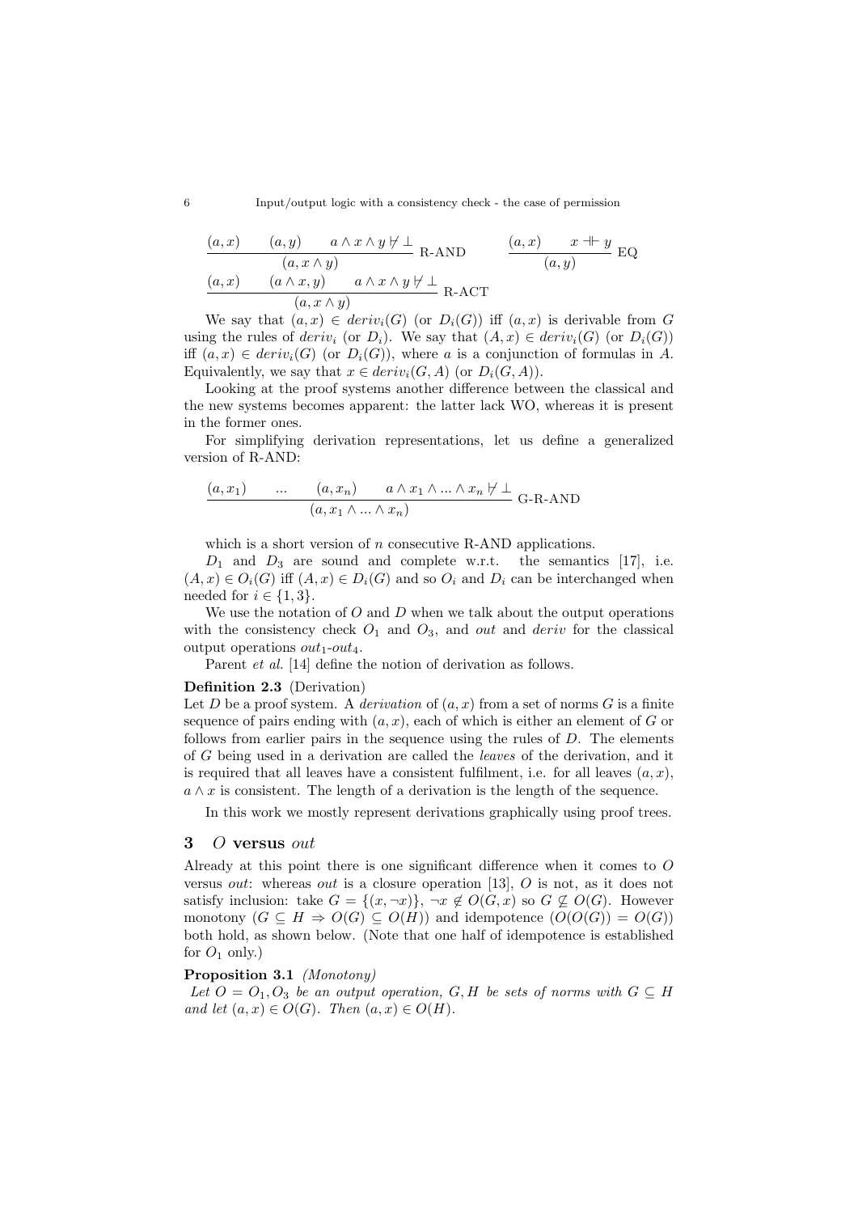$$\frac{(a,x) \qquad (a,y) \qquad a \wedge x \wedge y \not\vdash \bot}{(a, x \wedge y)} \text{ R-AND} \qquad \frac{(a,x) \qquad x \dashv\vdash y}{(a,y)} \text{ EQ}$$

$$\frac{(a,x) \qquad (a \wedge x, y) \qquad a \wedge x \wedge y \not\vdash \bot}{(a, x \wedge y)} \text{ R-ACT}$$

We say that $(a, x) \in deriv_i(G)$ (or $D_i(G)$) iff $(a, x)$ is derivable from $G$ using the rules of $deriv_i$ (or $D_i$). We say that $(A, x) \in deriv_i(G)$ (or $D_i(G)$) iff $(a, x) \in deriv_i(G)$ (or $D_i(G)$), where $a$ is a conjunction of formulas in $A$. Equivalently, we say that $x \in deriv_i(G, A)$ (or $D_i(G, A)$).

Looking at the proof systems another difference between the classical and the new systems becomes apparent: the latter lack WO, whereas it is present in the former ones.

For simplifying derivation representations, let us define a generalized version of R-AND:

$$\frac{(a,x_1) \qquad ... \qquad (a,x_n) \qquad a \wedge x_1 \wedge ... \wedge x_n \not\vdash \bot}{(a, x_1 \wedge ... \wedge x_n)} \text{ G-R-AND}$$

which is a short version of $n$ consecutive R-AND applications.

$D_1$ and $D_3$ are sound and complete w.r.t. the semantics [17], i.e. $(A, x) \in O_i(G)$ iff $(A, x) \in D_i(G)$ and so $O_i$ and $D_i$ can be interchanged when needed for $i \in \{1, 3\}$.

We use the notation of $O$ and $D$ when we talk about the output operations with the consistency check $O_1$ and $O_3$, and *out* and *deriv* for the classical output operations $out_1$-$out_4$.

Parent *et al.* [14] define the notion of derivation as follows.

**Definition 2.3** (Derivation)
Let $D$ be a proof system. A *derivation* of $(a, x)$ from a set of norms $G$ is a finite sequence of pairs ending with $(a, x)$, each of which is either an element of $G$ or follows from earlier pairs in the sequence using the rules of $D$. The elements of $G$ being used in a derivation are called the *leaves* of the derivation, and it is required that all leaves have a consistent fulfilment, i.e. for all leaves $(a, x)$, $a \wedge x$ is consistent. The length of a derivation is the length of the sequence.

In this work we mostly represent derivations graphically using proof trees.

## 3 $O$ versus *out*

Already at this point there is one significant difference when it comes to $O$ versus *out*: whereas *out* is a closure operation [13], $O$ is not, as it does not satisfy inclusion: take $G = \{(x, \neg x)\}$, $\neg x \notin O(G, x)$ so $G \not\subseteq O(G)$. However monotony ($G \subseteq H \Rightarrow O(G) \subseteq O(H)$) and idempotence ($O(O(G)) = O(G)$) both hold, as shown below. (Note that one half of idempotence is established for $O_1$ only.)

**Proposition 3.1** *(Monotony)*
*Let $O = O_1, O_3$ be an output operation, $G, H$ be sets of norms with $G \subseteq H$ and let $(a, x) \in O(G)$. Then $(a, x) \in O(H)$.*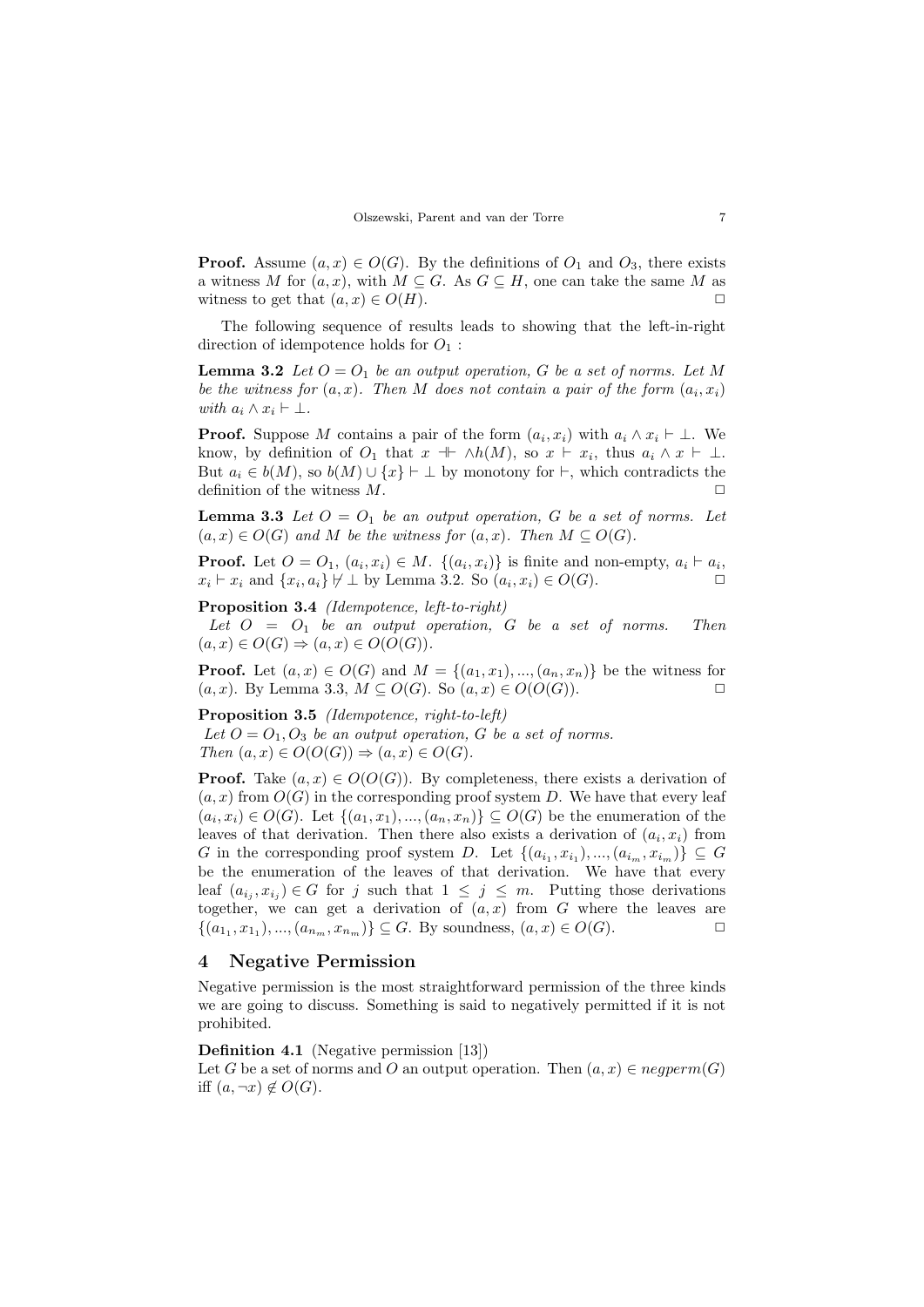**Proof.** Assume $(a, x) \in O(G)$. By the definitions of $O_1$ and $O_3$, there exists a witness $M$ for $(a, x)$, with $M \subseteq G$. As $G \subseteq H$, one can take the same $M$ as witness to get that $(a, x) \in O(H)$. $\Box$

The following sequence of results leads to showing that the left-in-right direction of idempotence holds for $O_1$ :

**Lemma 3.2** *Let $O = O_1$ be an output operation, $G$ be a set of norms. Let $M$ be the witness for $(a, x)$. Then $M$ does not contain a pair of the form $(a_i, x_i)$ with $a_i \wedge x_i \vdash \bot$.*

**Proof.** Suppose $M$ contains a pair of the form $(a_i, x_i)$ with $a_i \wedge x_i \vdash \bot$. We know, by definition of $O_1$ that $x \dashv\vdash \wedge h(M)$, so $x \vdash x_i$, thus $a_i \wedge x \vdash \bot$. But $a_i \in b(M)$, so $b(M) \cup \{x\} \vdash \bot$ by monotony for $\vdash$, which contradicts the definition of the witness $M$. $\Box$

**Lemma 3.3** *Let $O = O_1$ be an output operation, $G$ be a set of norms. Let $(a, x) \in O(G)$ and $M$ be the witness for $(a, x)$. Then $M \subseteq O(G)$.*

**Proof.** Let $O = O_1$, $(a_i, x_i) \in M$. $\{(a_i, x_i)\}$ is finite and non-empty, $a_i \vdash a_i$, $x_i \vdash x_i$ and $\{x_i, a_i\} \nvdash \bot$ by Lemma 3.2. So $(a_i, x_i) \in O(G)$. $\Box$

**Proposition 3.4** *(Idempotence, left-to-right)*
*Let $O = O_1$ be an output operation, $G$ be a set of norms. Then $(a, x) \in O(G) \Rightarrow (a, x) \in O(O(G))$.*

**Proof.** Let $(a, x) \in O(G)$ and $M = \{(a_1, x_1), ..., (a_n, x_n)\}$ be the witness for $(a, x)$. By Lemma 3.3, $M \subseteq O(G)$. So $(a, x) \in O(O(G))$. $\Box$

**Proposition 3.5** *(Idempotence, right-to-left)*
*Let $O = O_1, O_3$ be an output operation, $G$ be a set of norms. Then $(a, x) \in O(O(G)) \Rightarrow (a, x) \in O(G)$.*

**Proof.** Take $(a, x) \in O(O(G))$. By completeness, there exists a derivation of $(a, x)$ from $O(G)$ in the corresponding proof system $D$. We have that every leaf $(a_i, x_i) \in O(G)$. Let $\{(a_1, x_1), ..., (a_n, x_n)\} \subseteq O(G)$ be the enumeration of the leaves of that derivation. Then there also exists a derivation of $(a_i, x_i)$ from $G$ in the corresponding proof system $D$. Let $\{(a_{i_1}, x_{i_1}), ..., (a_{i_m}, x_{i_m})\} \subseteq G$ be the enumeration of the leaves of that derivation. We have that every leaf $(a_{i_j}, x_{i_j}) \in G$ for $j$ such that $1 \leq j \leq m$. Putting those derivations together, we can get a derivation of $(a, x)$ from $G$ where the leaves are $\{(a_{1_1}, x_{1_1}), ..., (a_{n_m}, x_{n_m})\} \subseteq G$. By soundness, $(a, x) \in O(G)$. $\Box$

## 4 Negative Permission

Negative permission is the most straightforward permission of the three kinds we are going to discuss. Something is said to negatively permitted if it is not prohibited.

**Definition 4.1** (Negative permission [13])
Let $G$ be a set of norms and $O$ an output operation. Then $(a, x) \in negperm(G)$ iff $(a, \neg x) \notin O(G)$.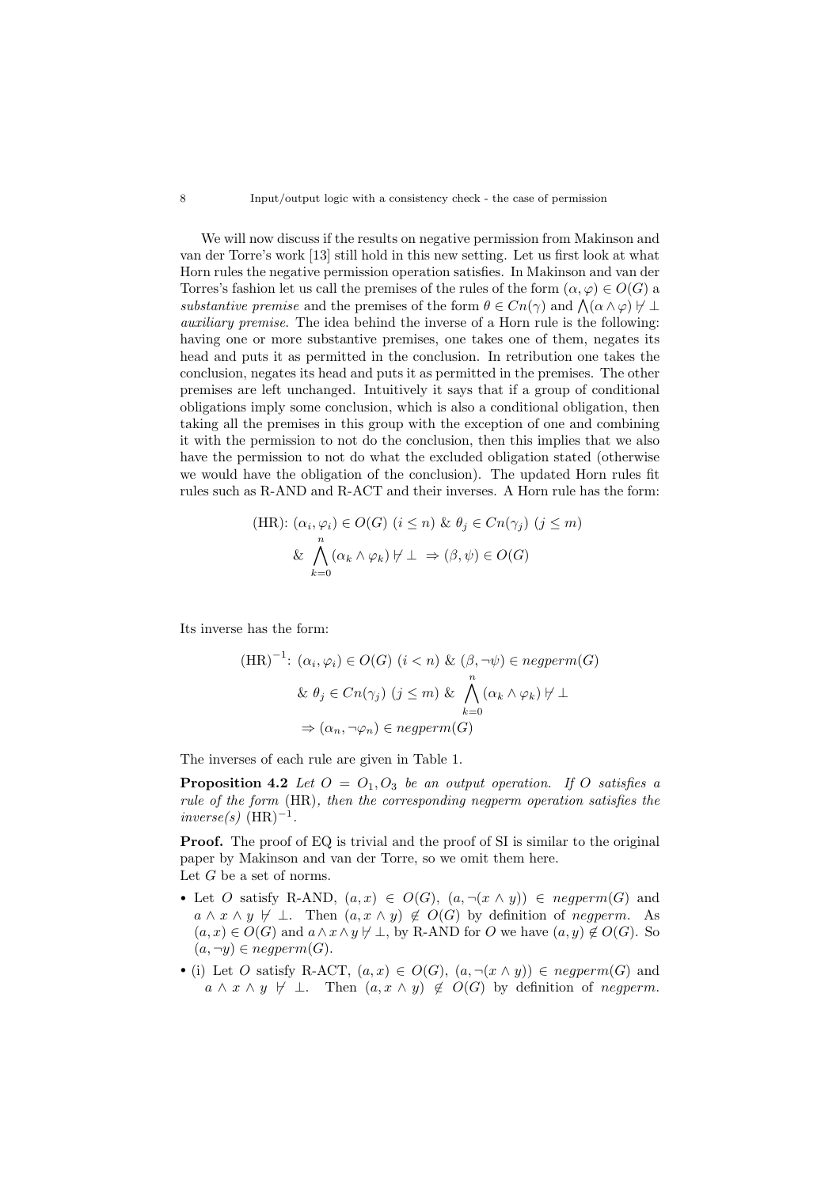We will now discuss if the results on negative permission from Makinson and van der Torre's work [13] still hold in this new setting. Let us first look at what Horn rules the negative permission operation satisfies. In Makinson and van der Torres's fashion let us call the premises of the rules of the form $(\alpha, \varphi) \in O(G)$ a *substantive premise* and the premises of the form $\theta \in Cn(\gamma)$ and $\bigwedge(\alpha \wedge \varphi) \nvdash \bot$ *auxiliary premise*. The idea behind the inverse of a Horn rule is the following: having one or more substantive premises, one takes one of them, negates its head and puts it as permitted in the conclusion. In retribution one takes the conclusion, negates its head and puts it as permitted in the premises. The other premises are left unchanged. Intuitively it says that if a group of conditional obligations imply some conclusion, which is also a conditional obligation, then taking all the premises in this group with the exception of one and combining it with the permission to not do the conclusion, then this implies that we also have the permission to not do what the excluded obligation stated (otherwise we would have the obligation of the conclusion). The updated Horn rules fit rules such as R-AND and R-ACT and their inverses. A Horn rule has the form:

$$
\begin{aligned}
\text{(HR)}\text{: } & (\alpha_i, \varphi_i) \in O(G)\ (i \leq n)\ \&\ \theta_j \in Cn(\gamma_j)\ (j \leq m) \\
& \&\ \bigwedge_{k=0}^{n} (\alpha_k \wedge \varphi_k) \nvdash \bot\ \Rightarrow (\beta, \psi) \in O(G)
\end{aligned}
$$

Its inverse has the form:

$$
\begin{aligned}
\text{(HR)}^{-1}\text{: } & (\alpha_i, \varphi_i) \in O(G)\ (i < n)\ \&\ (\beta, \neg\psi) \in negperm(G) \\
& \&\ \theta_j \in Cn(\gamma_j)\ (j \leq m)\ \&\ \bigwedge_{k=0}^{n} (\alpha_k \wedge \varphi_k) \nvdash \bot \\
& \Rightarrow (\alpha_n, \neg\varphi_n) \in negperm(G)
\end{aligned}
$$

The inverses of each rule are given in Table 1.

**Proposition 4.2** *Let $O = O_1, O_3$ be an output operation. If $O$ satisfies a rule of the form* (HR)*, then the corresponding negperm operation satisfies the inverse(s)* $\text{(HR)}^{-1}$.

**Proof.** The proof of EQ is trivial and the proof of SI is similar to the original paper by Makinson and van der Torre, so we omit them here.
Let $G$ be a set of norms.

- Let $O$ satisfy R-AND, $(a, x) \in O(G)$, $(a, \neg(x \wedge y)) \in negperm(G)$ and $a \wedge x \wedge y \nvdash \bot$. Then $(a, x \wedge y) \notin O(G)$ by definition of *negperm*. As $(a, x) \in O(G)$ and $a \wedge x \wedge y \nvdash \bot$, by R-AND for $O$ we have $(a, y) \notin O(G)$. So $(a, \neg y) \in negperm(G)$.
- (i) Let $O$ satisfy R-ACT, $(a, x) \in O(G)$, $(a, \neg(x \wedge y)) \in negperm(G)$ and $a \wedge x \wedge y \nvdash \bot$. Then $(a, x \wedge y) \notin O(G)$ by definition of *negperm*.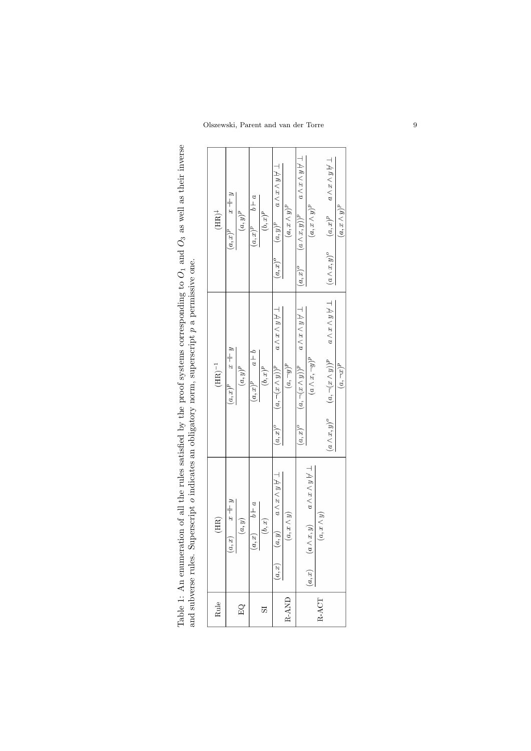Table 1: An enumeration of all the rules satisfied by the proof systems corresponding to $O_1$ and $O_3$ as well as their inverse and subverse rules. Superscript $o$ indicates an obligatory norm, superscript $p$ a permissive one.

| Rule | (HR) | $(\mathrm{HR})^{-1}$ | $(\mathrm{HR})^{\downarrow}$ |
|---|---|---|---|
| EQ | $\dfrac{(a,x) \quad x \dashv\vdash y}{(a,y)}$ | $\dfrac{(a,x)^p \quad x \dashv\vdash y}{(a,y)^p}$ | $\dfrac{(a,x)^p \quad x \dashv\vdash y}{(a,y)^p}$ |
| SI | $\dfrac{(a,x) \quad b \vdash a}{(b,x)}$ | $\dfrac{(a,x)^p \quad a \vdash b}{(b,x)^p}$ | $\dfrac{(a,x)^p \quad b \vdash a}{(b,x)^p}$ |
| R-AND | $\dfrac{(a,x) \quad (a,y) \quad a \wedge x \wedge y \nvdash \bot}{(a, x \wedge y)}$ | $\dfrac{(a,x)^o \quad (a, \neg(x \wedge y))^p \quad a \wedge x \wedge y \nvdash \bot}{(a, \neg y)^p}$ | $\dfrac{(a,x)^o \quad (a,y)^p \quad a \wedge x \wedge y \nvdash \bot}{(a, x \wedge y)^p}$ |
| R-ACT | $\dfrac{(a,x) \quad (a \wedge x, y) \quad a \wedge x \wedge y \nvdash \bot}{(a, x \wedge y)}$ | $\dfrac{(a,x)^o \quad (a, \neg(x \wedge y))^p \quad a \wedge x \wedge y \nvdash \bot}{(a \wedge x, \neg y)^p}$ | $\dfrac{(a,x)^o \quad (a \wedge x, y))^p \quad a \wedge x \wedge y \nvdash \bot}{(a, x \wedge y)^p}$ |
| | | $\dfrac{(a \wedge x, y)^o \quad (a, \neg(x \wedge y))^p \quad a \wedge x \wedge y \nvdash \bot}{(a, \neg x)^p}$ | $\dfrac{(a \wedge x, y)^o \quad (a,x)^p \quad a \wedge x \wedge y \nvdash \bot}{(a, x \wedge y)^p}$ |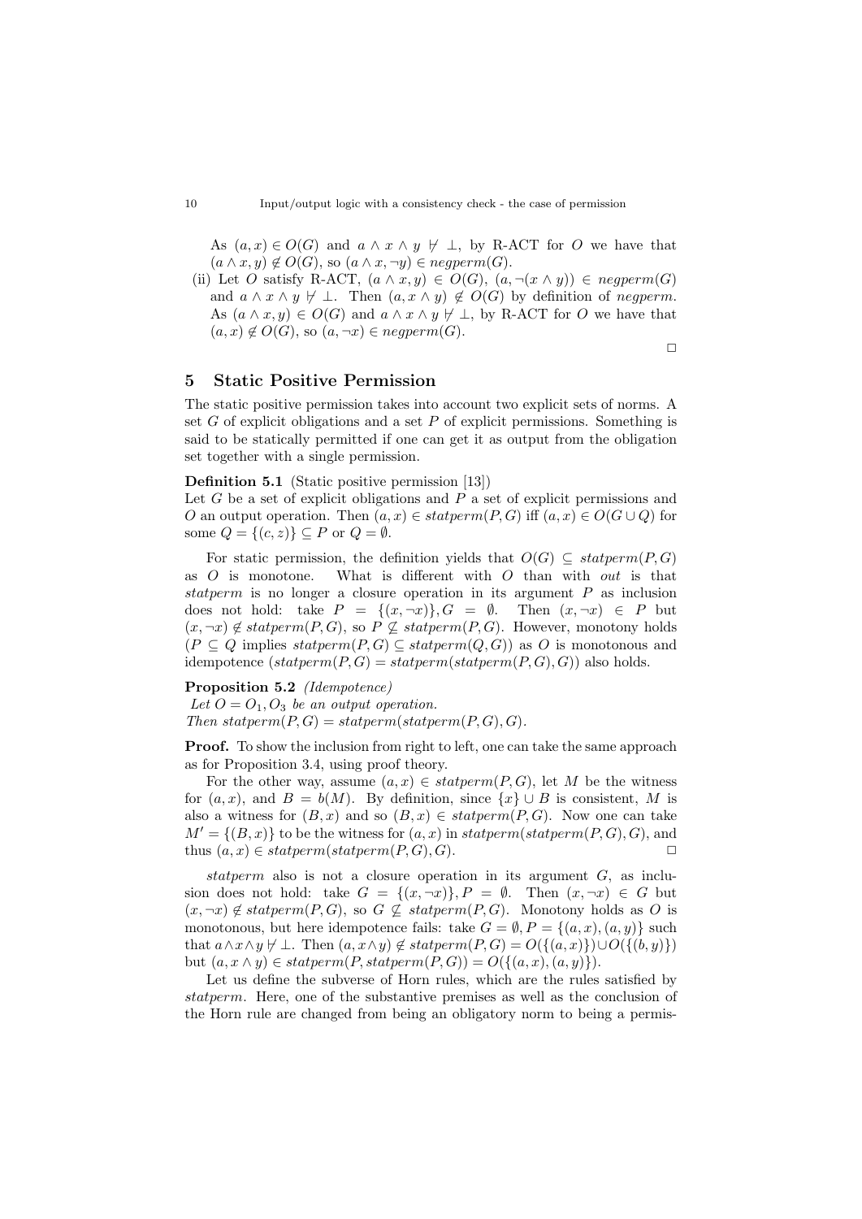As $(a, x) \in O(G)$ and $a \wedge x \wedge y \not\vdash \bot$, by R-ACT for $O$ we have that $(a \wedge x, y) \notin O(G)$, so $(a \wedge x, \neg y) \in negperm(G)$.

(ii) Let $O$ satisfy R-ACT, $(a \wedge x, y) \in O(G)$, $(a, \neg(x \wedge y)) \in negperm(G)$ and $a \wedge x \wedge y \not\vdash \bot$. Then $(a, x \wedge y) \notin O(G)$ by definition of *negperm*. As $(a \wedge x, y) \in O(G)$ and $a \wedge x \wedge y \not\vdash \bot$, by R-ACT for $O$ we have that $(a, x) \notin O(G)$, so $(a, \neg x) \in negperm(G)$.

□

## 5 Static Positive Permission

The static positive permission takes into account two explicit sets of norms. A set $G$ of explicit obligations and a set $P$ of explicit permissions. Something is said to be statically permitted if one can get it as output from the obligation set together with a single permission.

**Definition 5.1** (Static positive permission [13])
Let $G$ be a set of explicit obligations and $P$ a set of explicit permissions and $O$ an output operation. Then $(a, x) \in statperm(P, G)$ iff $(a, x) \in O(G \cup Q)$ for some $Q = \{(c, z)\} \subseteq P$ or $Q = \emptyset$.

For static permission, the definition yields that $O(G) \subseteq statperm(P, G)$ as $O$ is monotone. What is different with $O$ than with *out* is that *statperm* is no longer a closure operation in its argument $P$ as inclusion does not hold: take $P = \{(x, \neg x)\}, G = \emptyset$. Then $(x, \neg x) \in P$ but $(x, \neg x) \notin statperm(P, G)$, so $P \not\subseteq statperm(P, G)$. However, monotony holds ($P \subseteq Q$ implies $statperm(P, G) \subseteq statperm(Q, G)$) as $O$ is monotonous and idempotence ($statperm(P, G) = statperm(statperm(P, G), G)$) also holds.

**Proposition 5.2** *(Idempotence)*
*Let $O = O_1, O_3$ be an output operation.*
*Then $statperm(P, G) = statperm(statperm(P, G), G)$.*

**Proof.** To show the inclusion from right to left, one can take the same approach as for Proposition 3.4, using proof theory.

For the other way, assume $(a, x) \in statperm(P, G)$, let $M$ be the witness for $(a, x)$, and $B = b(M)$. By definition, since $\{x\} \cup B$ is consistent, $M$ is also a witness for $(B, x)$ and so $(B, x) \in statperm(P, G)$. Now one can take $M' = \{(B, x)\}$ to be the witness for $(a, x)$ in $statperm(statperm(P, G), G)$, and thus $(a, x) \in statperm(statperm(P, G), G)$. □

*statperm* also is not a closure operation in its argument $G$, as inclusion does not hold: take $G = \{(x, \neg x)\}, P = \emptyset$. Then $(x, \neg x) \in G$ but $(x, \neg x) \notin statperm(P, G)$, so $G \not\subseteq statperm(P, G)$. Monotony holds as $O$ is monotonous, but here idempotence fails: take $G = \emptyset, P = \{(a, x), (a, y)\}$ such that $a \wedge x \wedge y \not\vdash \bot$. Then $(a, x \wedge y) \notin statperm(P, G) = O(\{(a, x)\}) \cup O(\{(b, y)\})$ but $(a, x \wedge y) \in statperm(P, statperm(P, G)) = O(\{(a, x), (a, y)\})$.

Let us define the subverse of Horn rules, which are the rules satisfied by *statperm*. Here, one of the substantive premises as well as the conclusion of the Horn rule are changed from being an obligatory norm to being a permis-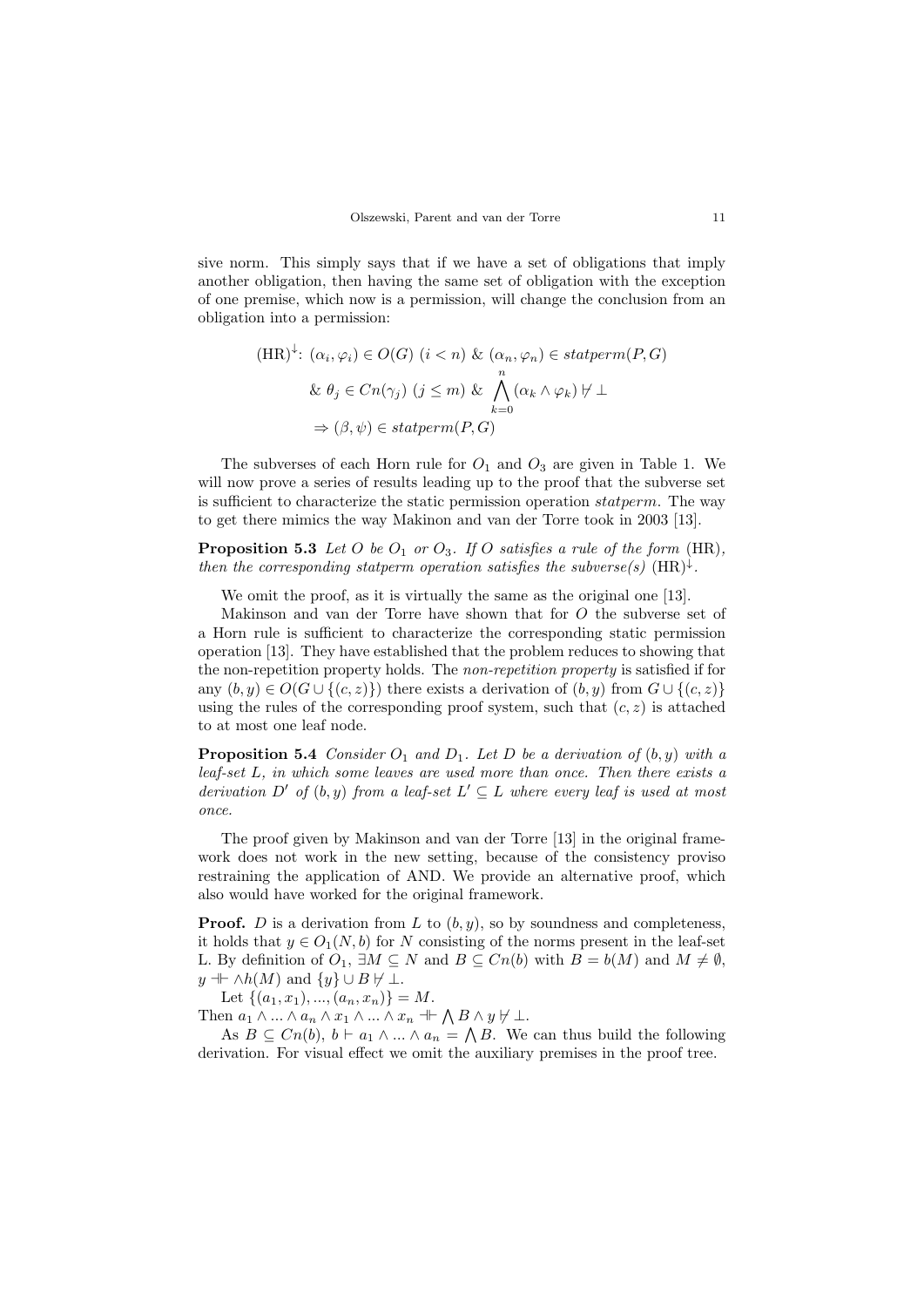sive norm. This simply says that if we have a set of obligations that imply another obligation, then having the same set of obligation with the exception of one premise, which now is a permission, will change the conclusion from an obligation into a permission:

$$
\begin{aligned}
(\text{HR})^{\downarrow}\text{: } & (\alpha_i, \varphi_i) \in O(G)\ (i < n)\ \&\ (\alpha_n, \varphi_n) \in \textit{statperm}(P, G) \\
& \&\ \theta_j \in Cn(\gamma_j)\ (j \leq m)\ \&\ \bigwedge_{k=0}^{n} (\alpha_k \wedge \varphi_k) \nvdash \bot \\
& \Rightarrow (\beta, \psi) \in \textit{statperm}(P, G)
\end{aligned}
$$

The subverses of each Horn rule for $O_1$ and $O_3$ are given in Table 1. We will now prove a series of results leading up to the proof that the subverse set is sufficient to characterize the static permission operation *statperm*. The way to get there mimics the way Makinon and van der Torre took in 2003 [13].

**Proposition 5.3** *Let $O$ be $O_1$ or $O_3$. If $O$ satisfies a rule of the form* (HR)*, then the corresponding statperm operation satisfies the subverse(s)* $(\text{HR})^{\downarrow}$.

We omit the proof, as it is virtually the same as the original one [13].

Makinson and van der Torre have shown that for $O$ the subverse set of a Horn rule is sufficient to characterize the corresponding static permission operation [13]. They have established that the problem reduces to showing that the non-repetition property holds. The *non-repetition property* is satisfied if for any $(b, y) \in O(G \cup \{(c, z)\})$ there exists a derivation of $(b, y)$ from $G \cup \{(c, z)\}$ using the rules of the corresponding proof system, such that $(c, z)$ is attached to at most one leaf node.

**Proposition 5.4** *Consider $O_1$ and $D_1$. Let $D$ be a derivation of $(b, y)$ with a leaf-set $L$, in which some leaves are used more than once. Then there exists a derivation $D'$ of $(b, y)$ from a leaf-set $L' \subseteq L$ where every leaf is used at most once.*

The proof given by Makinson and van der Torre [13] in the original framework does not work in the new setting, because of the consistency proviso restraining the application of AND. We provide an alternative proof, which also would have worked for the original framework.

**Proof.** $D$ is a derivation from $L$ to $(b, y)$, so by soundness and completeness, it holds that $y \in O_1(N, b)$ for $N$ consisting of the norms present in the leaf-set L. By definition of $O_1$, $\exists M \subseteq N$ and $B \subseteq Cn(b)$ with $B = b(M)$ and $M \neq \emptyset$, $y \dashv\vdash \wedge h(M)$ and $\{y\} \cup B \nvdash \bot$.

Let $\{(a_1, x_1), ..., (a_n, x_n)\} = M$.
Then $a_1 \wedge ... \wedge a_n \wedge x_1 \wedge ... \wedge x_n \dashv\vdash \bigwedge B \wedge y \nvdash \bot$.

As $B \subseteq Cn(b)$, $b \vdash a_1 \wedge ... \wedge a_n = \bigwedge B$. We can thus build the following derivation. For visual effect we omit the auxiliary premises in the proof tree.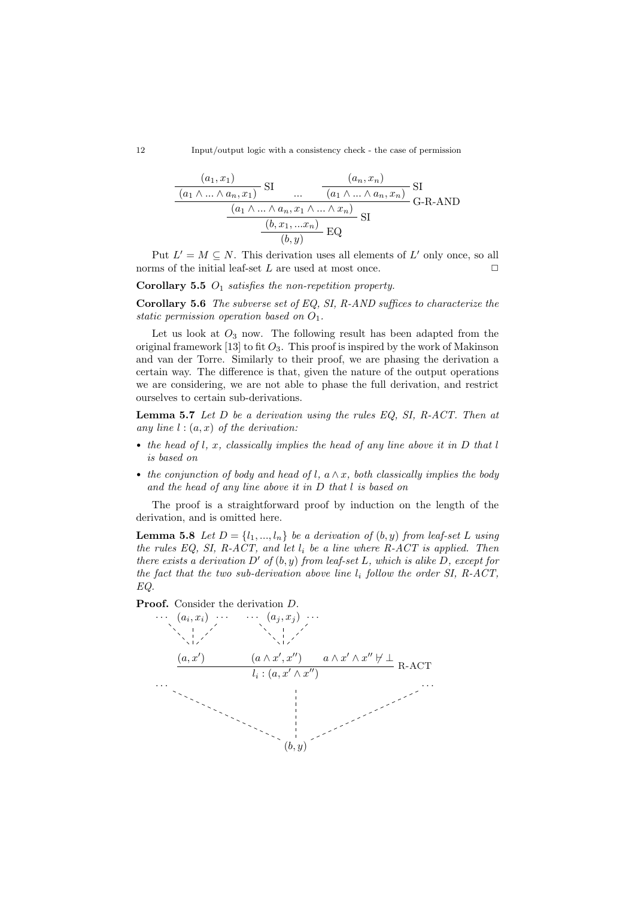$$\dfrac{\dfrac{\dfrac{(a_1, x_1)}{(a_1 \wedge ... \wedge a_n, x_1)}\text{SI} \quad ... \quad \dfrac{(a_n, x_n)}{(a_1 \wedge ... \wedge a_n, x_n)}\text{SI}}{(a_1 \wedge ... \wedge a_n, x_1 \wedge ... \wedge x_n)}\text{G-R-AND}}{\dfrac{(b, x_1, ...x_n)}{(b, y)}\text{EQ}}\text{SI}$$

Put $L' = M \subseteq N$. This derivation uses all elements of $L'$ only once, so all norms of the initial leaf-set $L$ are used at most once. □

**Corollary 5.5** *$O_1$ satisfies the non-repetition property.*

**Corollary 5.6** *The subverse set of EQ, SI, R-AND suffices to characterize the static permission operation based on $O_1$.*

Let us look at $O_3$ now. The following result has been adapted from the original framework [13] to fit $O_3$. This proof is inspired by the work of Makinson and van der Torre. Similarly to their proof, we are phasing the derivation a certain way. The difference is that, given the nature of the output operations we are considering, we are not able to phase the full derivation, and restrict ourselves to certain sub-derivations.

**Lemma 5.7** *Let $D$ be a derivation using the rules EQ, SI, R-ACT. Then at any line $l : (a, x)$ of the derivation:*

- *the head of $l$, $x$, classically implies the head of any line above it in $D$ that $l$ is based on*
- *the conjunction of body and head of $l$, $a \wedge x$, both classically implies the body and the head of any line above it in $D$ that $l$ is based on*

The proof is a straightforward proof by induction on the length of the derivation, and is omitted here.

**Lemma 5.8** *Let $D = \{l_1, ..., l_n\}$ be a derivation of $(b, y)$ from leaf-set $L$ using the rules EQ, SI, R-ACT, and let $l_i$ be a line where R-ACT is applied. Then there exists a derivation $D'$ of $(b, y)$ from leaf-set $L$, which is alike $D$, except for the fact that the two sub-derivation above line $l_i$ follow the order SI, R-ACT, EQ.*

**Proof.** Consider the derivation $D$.

$$\cdots\ (a_i, x_i)\ \cdots \qquad \cdots\ (a_j, x_j)\ \cdots$$

$$\dfrac{(a, x') \qquad (a \wedge x', x'') \qquad a \wedge x' \wedge x'' \nvdash \bot}{l_i : (a, x' \wedge x'')}\text{R-ACT}$$

$$\cdots \qquad \vdots \qquad \cdots$$

$$(b, y)$$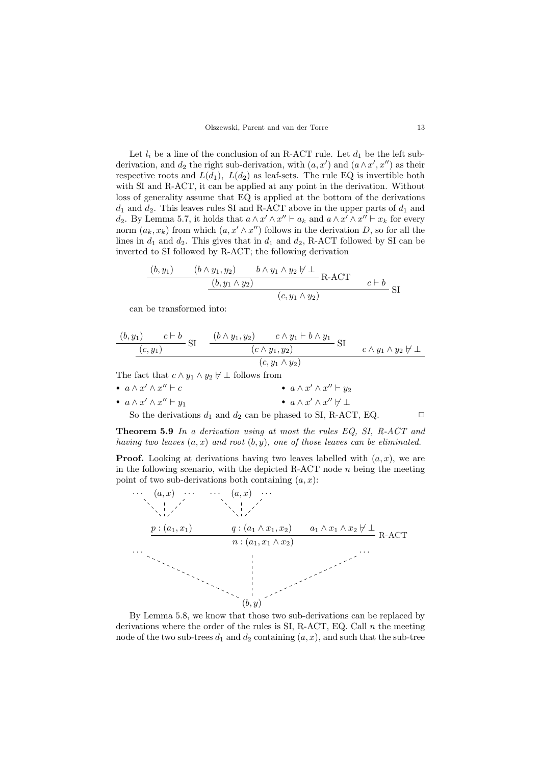Let $l_i$ be a line of the conclusion of an R-ACT rule. Let $d_1$ be the left sub-derivation, and $d_2$ the right sub-derivation, with $(a, x')$ and $(a \wedge x', x'')$ as their respective roots and $L(d_1)$, $L(d_2)$ as leaf-sets. The rule EQ is invertible both with SI and R-ACT, it can be applied at any point in the derivation. Without loss of generality assume that EQ is applied at the bottom of the derivations $d_1$ and $d_2$. This leaves rules SI and R-ACT above in the upper parts of $d_1$ and $d_2$. By Lemma 5.7, it holds that $a \wedge x' \wedge x'' \vdash a_k$ and $a \wedge x' \wedge x'' \vdash x_k$ for every norm $(a_k, x_k)$ from which $(a, x' \wedge x'')$ follows in the derivation $D$, so for all the lines in $d_1$ and $d_2$. This gives that in $d_1$ and $d_2$, R-ACT followed by SI can be inverted to SI followed by R-ACT; the following derivation

$$\dfrac{\dfrac{(b, y_1) \qquad (b \wedge y_1, y_2) \qquad b \wedge y_1 \wedge y_2 \not\vdash \bot}{(b, y_1 \wedge y_2)}\text{R-ACT} \qquad c \vdash b}{(c, y_1 \wedge y_2)}\text{SI}$$

can be transformed into:

$$\dfrac{\dfrac{(b, y_1) \qquad c \vdash b}{(c, y_1)}\text{SI} \qquad \dfrac{(b \wedge y_1, y_2) \qquad c \wedge y_1 \vdash b \wedge y_1}{(c \wedge y_1, y_2)}\text{SI} \qquad c \wedge y_1 \wedge y_2 \not\vdash \bot}{(c, y_1 \wedge y_2)}$$

The fact that $c \wedge y_1 \wedge y_2 \not\vdash \bot$ follows from

- $a \wedge x' \wedge x'' \vdash c$
- $a \wedge x' \wedge x'' \vdash y_1$
- $a \wedge x' \wedge x'' \vdash y_2$
- $a \wedge x' \wedge x'' \not\vdash \bot$

So the derivations $d_1$ and $d_2$ can be phased to SI, R-ACT, EQ. □

**Theorem 5.9** *In a derivation using at most the rules EQ, SI, R-ACT and having two leaves $(a, x)$ and root $(b, y)$, one of those leaves can be eliminated.*

**Proof.** Looking at derivations having two leaves labelled with $(a, x)$, we are in the following scenario, with the depicted R-ACT node $n$ being the meeting point of two sub-derivations both containing $(a, x)$:

$$\dfrac{\begin{array}{c}\cdots\ (a,x)\ \cdots \\ \vdots \\ p : (a_1, x_1)\end{array} \qquad \begin{array}{c}\cdots\ (a,x)\ \cdots \\ \vdots \\ q : (a_1 \wedge x_1, x_2)\end{array} \qquad a_1 \wedge x_1 \wedge x_2 \not\vdash \bot}{n : (a_1, x_1 \wedge x_2)}\text{R-ACT}$$

$$\begin{array}{c}\cdots \qquad \vdots \qquad \cdots \\ (b, y)\end{array}$$

By Lemma 5.8, we know that those two sub-derivations can be replaced by derivations where the order of the rules is SI, R-ACT, EQ. Call $n$ the meeting node of the two sub-trees $d_1$ and $d_2$ containing $(a, x)$, and such that the sub-tree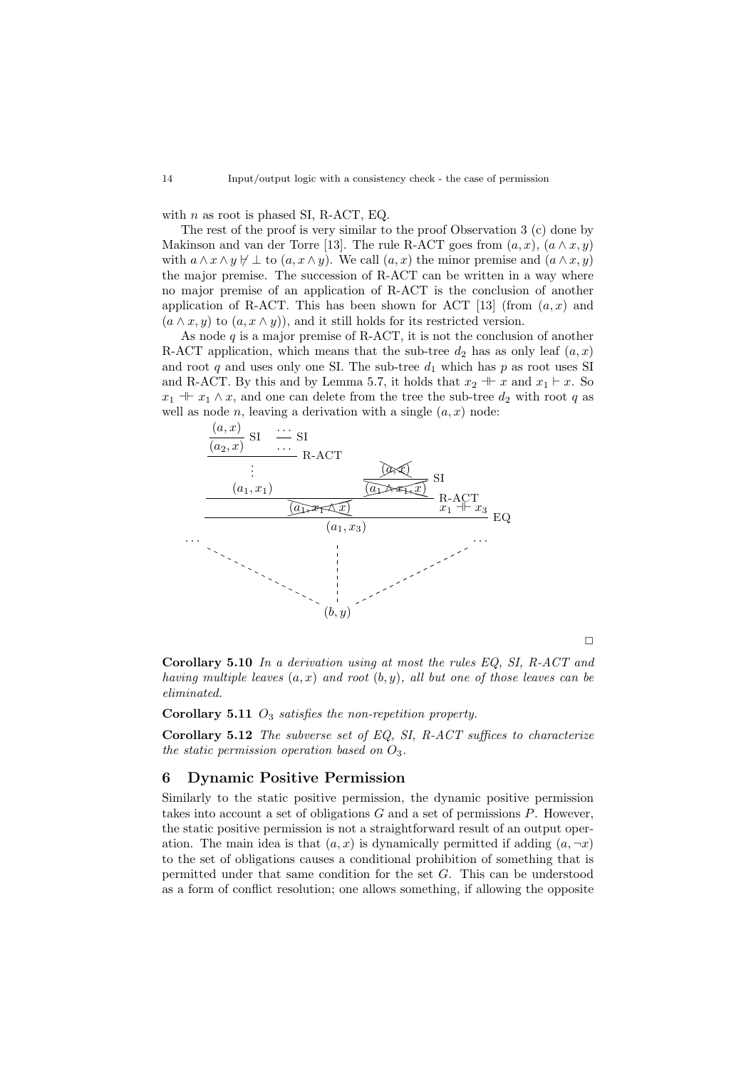with $n$ as root is phased SI, R-ACT, EQ.

The rest of the proof is very similar to the proof Observation 3 (c) done by Makinson and van der Torre [13]. The rule R-ACT goes from $(a,x)$, $(a \wedge x, y)$ with $a \wedge x \wedge y \nvdash \bot$ to $(a, x \wedge y)$. We call $(a,x)$ the minor premise and $(a \wedge x, y)$ the major premise. The succession of R-ACT can be written in a way where no major premise of an application of R-ACT is the conclusion of another application of R-ACT. This has been shown for ACT [13] (from $(a,x)$ and $(a \wedge x, y)$ to $(a, x \wedge y)$), and it still holds for its restricted version.

As node $q$ is a major premise of R-ACT, it is not the conclusion of another R-ACT application, which means that the sub-tree $d_2$ has as only leaf $(a,x)$ and root $q$ and uses only one SI. The sub-tree $d_1$ which has $p$ as root uses SI and R-ACT. By this and by Lemma 5.7, it holds that $x_2 \dashv\vdash x$ and $x_1 \vdash x$. So $x_1 \dashv\vdash x_1 \wedge x$, and one can delete from the tree the sub-tree $d_2$ with root $q$ as well as node $n$, leaving a derivation with a single $(a,x)$ node:

$$
\dfrac{\dfrac{\dfrac{\dfrac{(a,x)}{(a_2,x)}\,\text{SI} \quad \dfrac{\cdots}{\cdots}\,\text{SI}}{\vdots}\,\text{R-ACT}}{(a_1,x_1)} \qquad \dfrac{\dfrac{\cancel{(a,x)}}{\cancel{(a_1 \wedge x_1, x)}}\,\text{SI}}{\cancel{(a_1, x_1 \wedge x)}}\,\text{R-ACT} \quad x_1 \dashv\vdash x_3}{(a_1,x_3)}\,\text{EQ}
$$

$$\cdots \qquad \vdots \qquad \cdots$$

$$(b,y)$$

□

**Corollary 5.10** *In a derivation using at most the rules EQ, SI, R-ACT and having multiple leaves $(a,x)$ and root $(b,y)$, all but one of those leaves can be eliminated.*

**Corollary 5.11** *$O_3$ satisfies the non-repetition property.*

**Corollary 5.12** *The subverse set of EQ, SI, R-ACT suffices to characterize the static permission operation based on $O_3$.*

## 6 Dynamic Positive Permission

Similarly to the static positive permission, the dynamic positive permission takes into account a set of obligations $G$ and a set of permissions $P$. However, the static positive permission is not a straightforward result of an output operation. The main idea is that $(a,x)$ is dynamically permitted if adding $(a,\neg x)$ to the set of obligations causes a conditional prohibition of something that is permitted under that same condition for the set $G$. This can be understood as a form of conflict resolution; one allows something, if allowing the opposite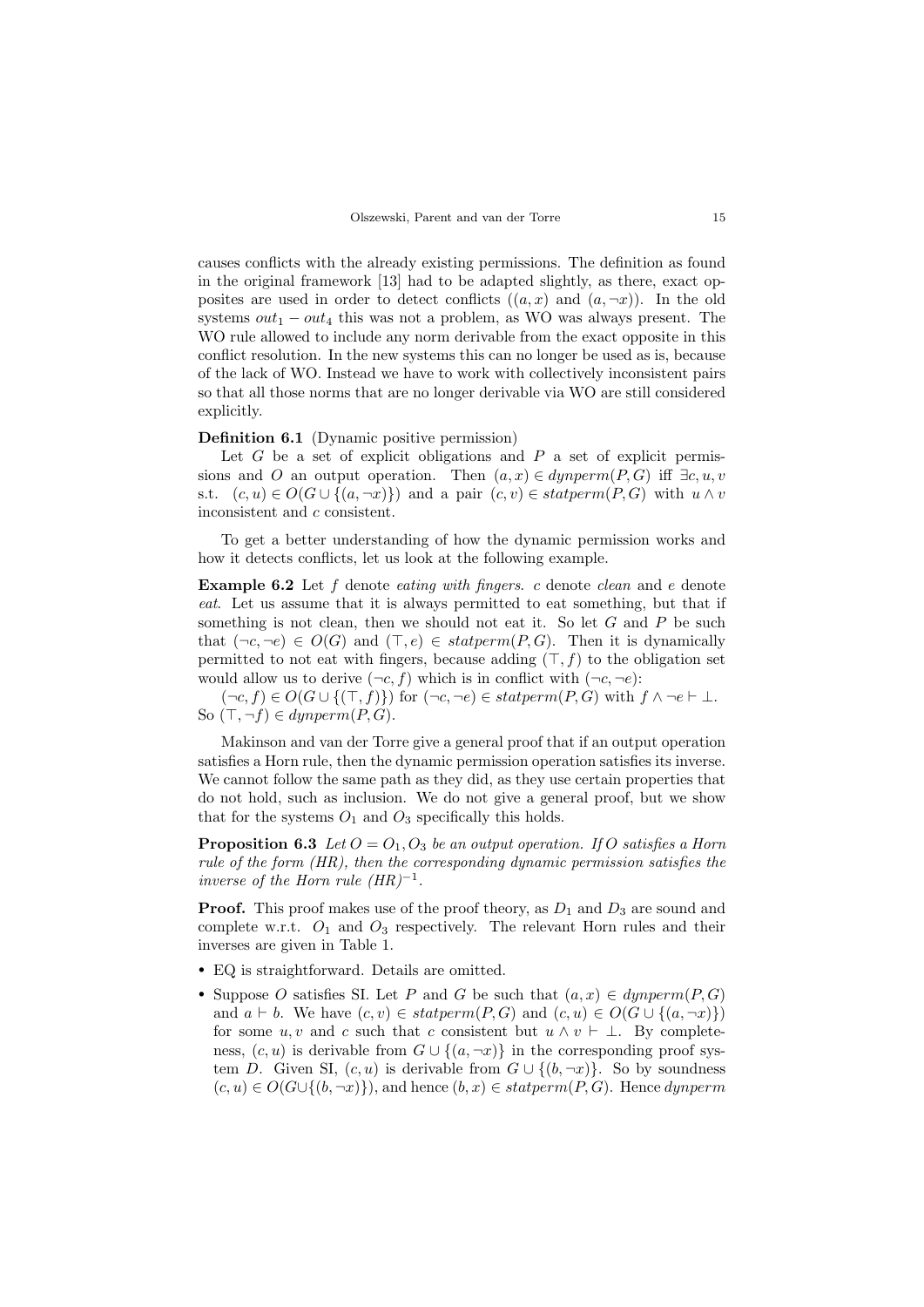causes conflicts with the already existing permissions. The definition as found in the original framework [13] had to be adapted slightly, as there, exact opposites are used in order to detect conflicts ($(a, x)$ and $(a, \neg x)$). In the old systems $out_1 - out_4$ this was not a problem, as WO was always present. The WO rule allowed to include any norm derivable from the exact opposite in this conflict resolution. In the new systems this can no longer be used as is, because of the lack of WO. Instead we have to work with collectively inconsistent pairs so that all those norms that are no longer derivable via WO are still considered explicitly.

**Definition 6.1** (Dynamic positive permission)

Let $G$ be a set of explicit obligations and $P$ a set of explicit permissions and $O$ an output operation. Then $(a, x) \in dynperm(P, G)$ iff $\exists c, u, v$ s.t. $(c, u) \in O(G \cup \{(a, \neg x)\})$ and a pair $(c, v) \in statperm(P, G)$ with $u \wedge v$ inconsistent and $c$ consistent.

To get a better understanding of how the dynamic permission works and how it detects conflicts, let us look at the following example.

**Example 6.2** Let $f$ denote *eating with fingers*. $c$ denote *clean* and $e$ denote *eat*. Let us assume that it is always permitted to eat something, but that if something is not clean, then we should not eat it. So let $G$ and $P$ be such that $(\neg c, \neg e) \in O(G)$ and $(\top, e) \in statperm(P, G)$. Then it is dynamically permitted to not eat with fingers, because adding $(\top, f)$ to the obligation set would allow us to derive $(\neg c, f)$ which is in conflict with $(\neg c, \neg e)$:

$(\neg c, f) \in O(G \cup \{(\top, f)\})$ for $(\neg c, \neg e) \in statperm(P, G)$ with $f \wedge \neg e \vdash \bot$. So $(\top, \neg f) \in dynperm(P, G)$.

Makinson and van der Torre give a general proof that if an output operation satisfies a Horn rule, then the dynamic permission operation satisfies its inverse. We cannot follow the same path as they did, as they use certain properties that do not hold, such as inclusion. We do not give a general proof, but we show that for the systems $O_1$ and $O_3$ specifically this holds.

**Proposition 6.3** *Let $O = O_1, O_3$ be an output operation. If $O$ satisfies a Horn rule of the form (HR), then the corresponding dynamic permission satisfies the inverse of the Horn rule $(HR)^{-1}$.*

**Proof.** This proof makes use of the proof theory, as $D_1$ and $D_3$ are sound and complete w.r.t. $O_1$ and $O_3$ respectively. The relevant Horn rules and their inverses are given in Table 1.

- EQ is straightforward. Details are omitted.
- Suppose $O$ satisfies SI. Let $P$ and $G$ be such that $(a, x) \in dynperm(P, G)$ and $a \vdash b$. We have $(c, v) \in statperm(P, G)$ and $(c, u) \in O(G \cup \{(a, \neg x)\})$ for some $u, v$ and $c$ such that $c$ consistent but $u \wedge v \vdash \bot$. By completeness, $(c, u)$ is derivable from $G \cup \{(a, \neg x)\}$ in the corresponding proof system $D$. Given SI, $(c, u)$ is derivable from $G \cup \{(b, \neg x)\}$. So by soundness $(c, u) \in O(G \cup \{(b, \neg x)\})$, and hence $(b, x) \in statperm(P, G)$. Hence *dynperm*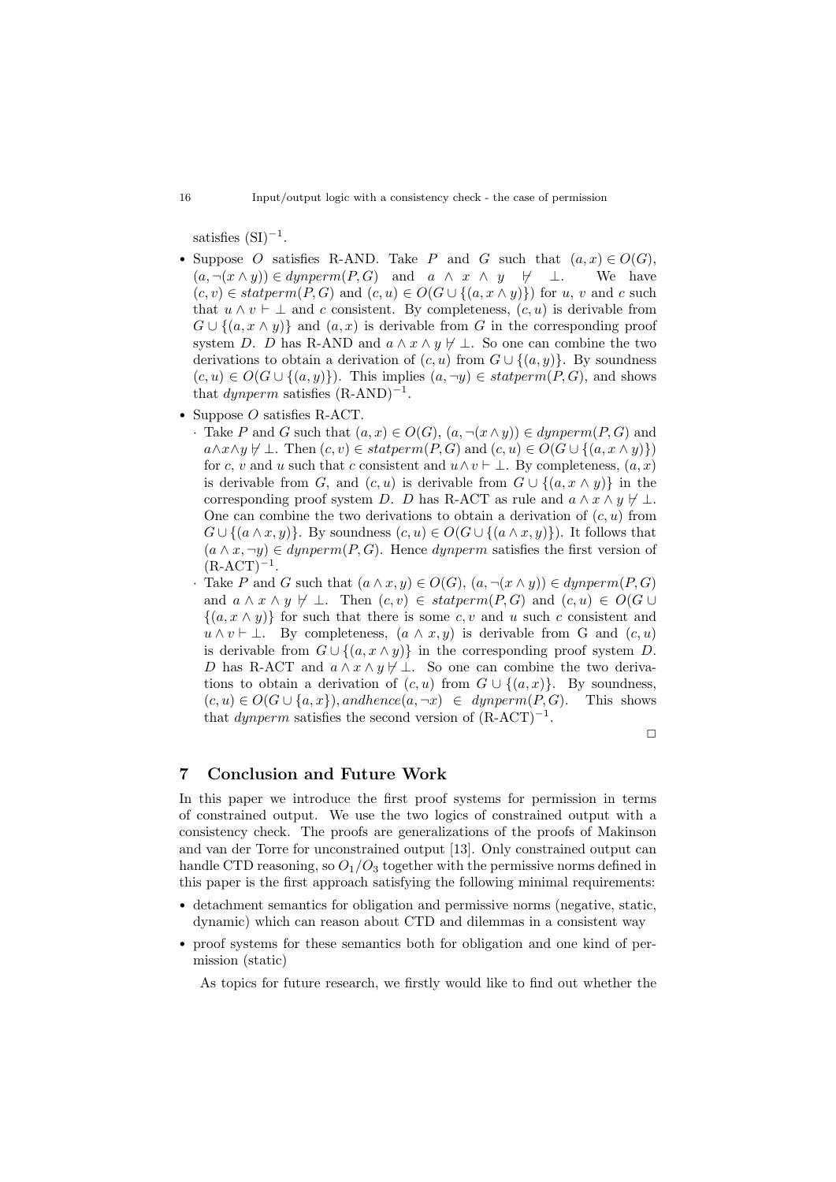satisfies $(\mathrm{SI})^{-1}$.

- Suppose $O$ satisfies R-AND. Take $P$ and $G$ such that $(a, x) \in O(G)$, $(a, \neg(x \wedge y)) \in dynperm(P, G)$ and $a \wedge x \wedge y \not\vdash \bot$. We have $(c, v) \in statperm(P, G)$ and $(c, u) \in O(G \cup \{(a, x \wedge y)\})$ for $u$, $v$ and $c$ such that $u \wedge v \vdash \bot$ and $c$ consistent. By completeness, $(c, u)$ is derivable from $G \cup \{(a, x \wedge y)\}$ and $(a, x)$ is derivable from $G$ in the corresponding proof system $D$. $D$ has R-AND and $a \wedge x \wedge y \not\vdash \bot$. So one can combine the two derivations to obtain a derivation of $(c, u)$ from $G \cup \{(a, y)\}$. By soundness $(c, u) \in O(G \cup \{(a, y)\})$. This implies $(a, \neg y) \in statperm(P, G)$, and shows that $dynperm$ satisfies $(\text{R-AND})^{-1}$.
- Suppose $O$ satisfies R-ACT.
  - Take $P$ and $G$ such that $(a, x) \in O(G)$, $(a, \neg(x \wedge y)) \in dynperm(P, G)$ and $a \wedge x \wedge y \not\vdash \bot$. Then $(c, v) \in statperm(P, G)$ and $(c, u) \in O(G \cup \{(a, x \wedge y)\})$ for $c$, $v$ and $u$ such that $c$ consistent and $u \wedge v \vdash \bot$. By completeness, $(a, x)$ is derivable from $G$, and $(c, u)$ is derivable from $G \cup \{(a, x \wedge y)\}$ in the corresponding proof system $D$. $D$ has R-ACT as rule and $a \wedge x \wedge y \not\vdash \bot$. One can combine the two derivations to obtain a derivation of $(c, u)$ from $G \cup \{(a \wedge x, y)\}$. By soundness $(c, u) \in O(G \cup \{(a \wedge x, y)\})$. It follows that $(a \wedge x, \neg y) \in dynperm(P, G)$. Hence $dynperm$ satisfies the first version of $(\text{R-ACT})^{-1}$.
  - Take $P$ and $G$ such that $(a \wedge x, y) \in O(G)$, $(a, \neg(x \wedge y)) \in dynperm(P, G)$ and $a \wedge x \wedge y \not\vdash \bot$. Then $(c, v) \in statperm(P, G)$ and $(c, u) \in O(G \cup \{(a, x \wedge y)\}$ for such that there is some $c, v$ and $u$ such $c$ consistent and $u \wedge v \vdash \bot$. By completeness, $(a \wedge x, y)$ is derivable from G and $(c, u)$ is derivable from $G \cup \{(a, x \wedge y)\}$ in the corresponding proof system $D$. $D$ has R-ACT and $a \wedge x \wedge y \not\vdash \bot$. So one can combine the two derivations to obtain a derivation of $(c, u)$ from $G \cup \{(a, x)\}$. By soundness, $(c, u) \in O(G \cup \{a, x\}), andhence (a, \neg x) \in dynperm(P, G)$. This shows that $dynperm$ satisfies the second version of $(\text{R-ACT})^{-1}$.

□

## 7 Conclusion and Future Work

In this paper we introduce the first proof systems for permission in terms of constrained output. We use the two logics of constrained output with a consistency check. The proofs are generalizations of the proofs of Makinson and van der Torre for unconstrained output [13]. Only constrained output can handle CTD reasoning, so $O_1/O_3$ together with the permissive norms defined in this paper is the first approach satisfying the following minimal requirements:

- detachment semantics for obligation and permissive norms (negative, static, dynamic) which can reason about CTD and dilemmas in a consistent way
- proof systems for these semantics both for obligation and one kind of permission (static)

As topics for future research, we firstly would like to find out whether the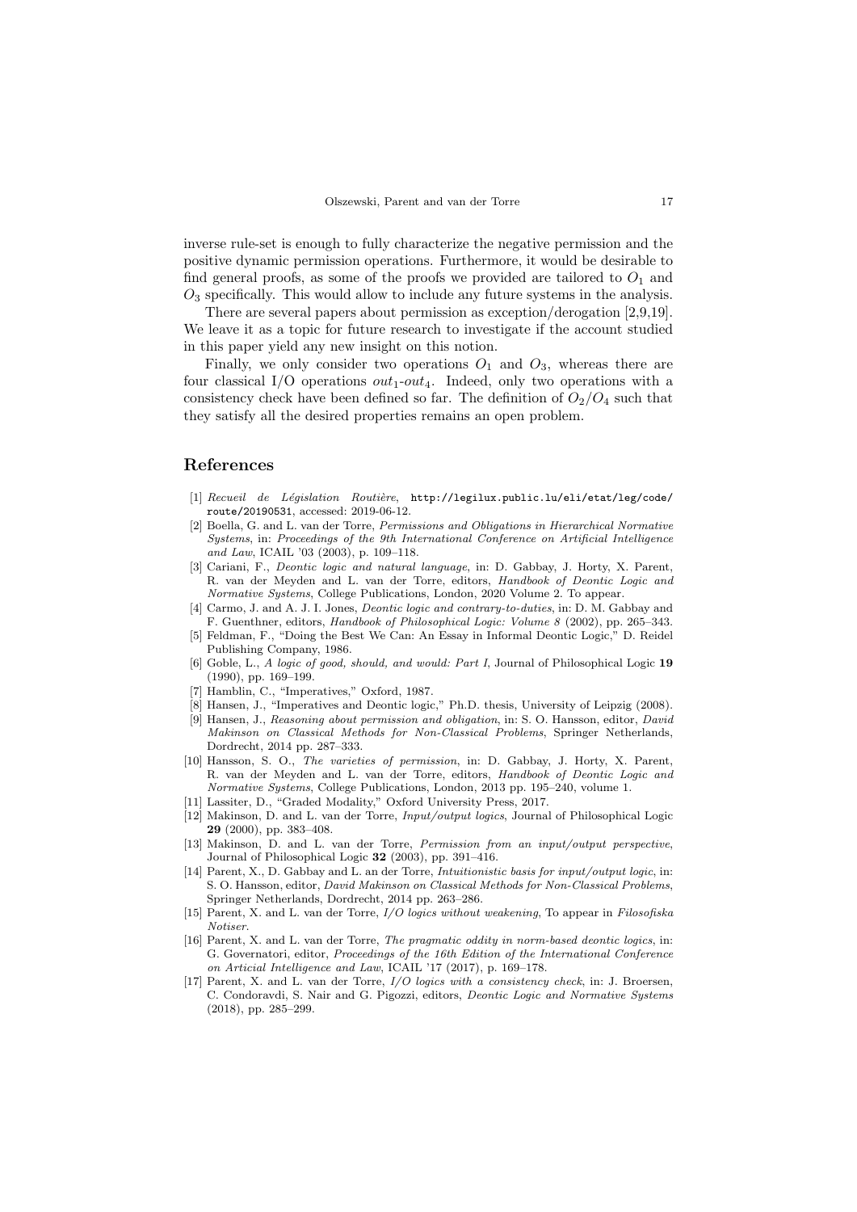inverse rule-set is enough to fully characterize the negative permission and the positive dynamic permission operations. Furthermore, it would be desirable to find general proofs, as some of the proofs we provided are tailored to $O_1$ and $O_3$ specifically. This would allow to include any future systems in the analysis.

There are several papers about permission as exception/derogation [2,9,19]. We leave it as a topic for future research to investigate if the account studied in this paper yield any new insight on this notion.

Finally, we only consider two operations $O_1$ and $O_3$, whereas there are four classical I/O operations $out_1$-$out_4$. Indeed, only two operations with a consistency check have been defined so far. The definition of $O_2/O_4$ such that they satisfy all the desired properties remains an open problem.

## References

[1] *Recueil de Législation Routière*, `http://legilux.public.lu/eli/etat/leg/code/route/20190531`, accessed: 2019-06-12.

[2] Boella, G. and L. van der Torre, *Permissions and Obligations in Hierarchical Normative Systems*, in: *Proceedings of the 9th International Conference on Artificial Intelligence and Law*, ICAIL '03 (2003), p. 109–118.

[3] Cariani, F., *Deontic logic and natural language*, in: D. Gabbay, J. Horty, X. Parent, R. van der Meyden and L. van der Torre, editors, *Handbook of Deontic Logic and Normative Systems*, College Publications, London, 2020 Volume 2. To appear.

[4] Carmo, J. and A. J. I. Jones, *Deontic logic and contrary-to-duties*, in: D. M. Gabbay and F. Guenthner, editors, *Handbook of Philosophical Logic: Volume 8* (2002), pp. 265–343.

[5] Feldman, F., "Doing the Best We Can: An Essay in Informal Deontic Logic," D. Reidel Publishing Company, 1986.

[6] Goble, L., *A logic of good, should, and would: Part I*, Journal of Philosophical Logic **19** (1990), pp. 169–199.

[7] Hamblin, C., "Imperatives," Oxford, 1987.

[8] Hansen, J., "Imperatives and Deontic logic," Ph.D. thesis, University of Leipzig (2008).

[9] Hansen, J., *Reasoning about permission and obligation*, in: S. O. Hansson, editor, *David Makinson on Classical Methods for Non-Classical Problems*, Springer Netherlands, Dordrecht, 2014 pp. 287–333.

[10] Hansson, S. O., *The varieties of permission*, in: D. Gabbay, J. Horty, X. Parent, R. van der Meyden and L. van der Torre, editors, *Handbook of Deontic Logic and Normative Systems*, College Publications, London, 2013 pp. 195–240, volume 1.

[11] Lassiter, D., "Graded Modality," Oxford University Press, 2017.

[12] Makinson, D. and L. van der Torre, *Input/output logics*, Journal of Philosophical Logic **29** (2000), pp. 383–408.

[13] Makinson, D. and L. van der Torre, *Permission from an input/output perspective*, Journal of Philosophical Logic **32** (2003), pp. 391–416.

[14] Parent, X., D. Gabbay and L. an der Torre, *Intuitionistic basis for input/output logic*, in: S. O. Hansson, editor, *David Makinson on Classical Methods for Non-Classical Problems*, Springer Netherlands, Dordrecht, 2014 pp. 263–286.

[15] Parent, X. and L. van der Torre, *I/O logics without weakening*, To appear in *Filosofiska Notiser*.

[16] Parent, X. and L. van der Torre, *The pragmatic oddity in norm-based deontic logics*, in: G. Governatori, editor, *Proceedings of the 16th Edition of the International Conference on Articial Intelligence and Law*, ICAIL '17 (2017), p. 169–178.

[17] Parent, X. and L. van der Torre, *I/O logics with a consistency check*, in: J. Broersen, C. Condoravdi, S. Nair and G. Pigozzi, editors, *Deontic Logic and Normative Systems* (2018), pp. 285–299.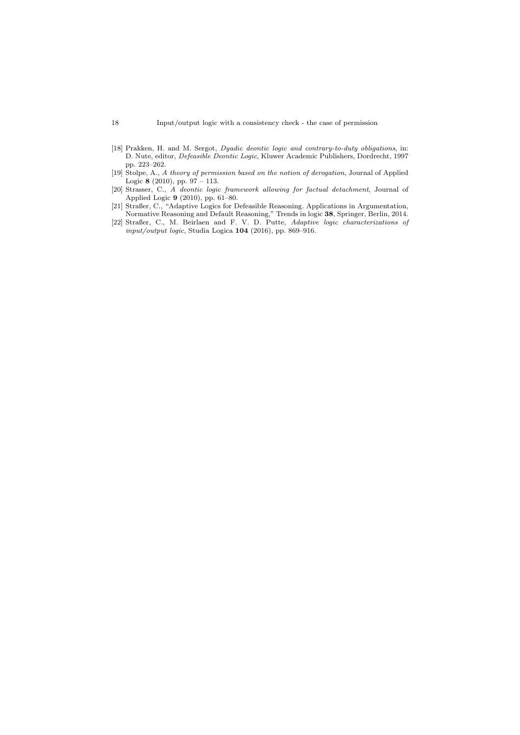[18] Prakken, H. and M. Sergot, *Dyadic deontic logic and contrary-to-duty obligations*, in: D. Nute, editor, *Defeasible Deontic Logic*, Kluwer Academic Publishers, Dordrecht, 1997 pp. 223–262.

[19] Stolpe, A., *A theory of permission based on the notion of derogation*, Journal of Applied Logic **8** (2010), pp. 97 – 113.

[20] Strasser, C., *A deontic logic framework allowing for factual detachment*, Journal of Applied Logic **9** (2010), pp. 61–80.

[21] Straßer, C., "Adaptive Logics for Defeasible Reasoning. Applications in Argumentation, Normative Reasoning and Default Reasoning," Trends in logic **38**, Springer, Berlin, 2014.

[22] Straßer, C., M. Beirlaen and F. V. D. Putte, *Adaptive logic characterizations of input/output logic*, Studia Logica **104** (2016), pp. 869–916.